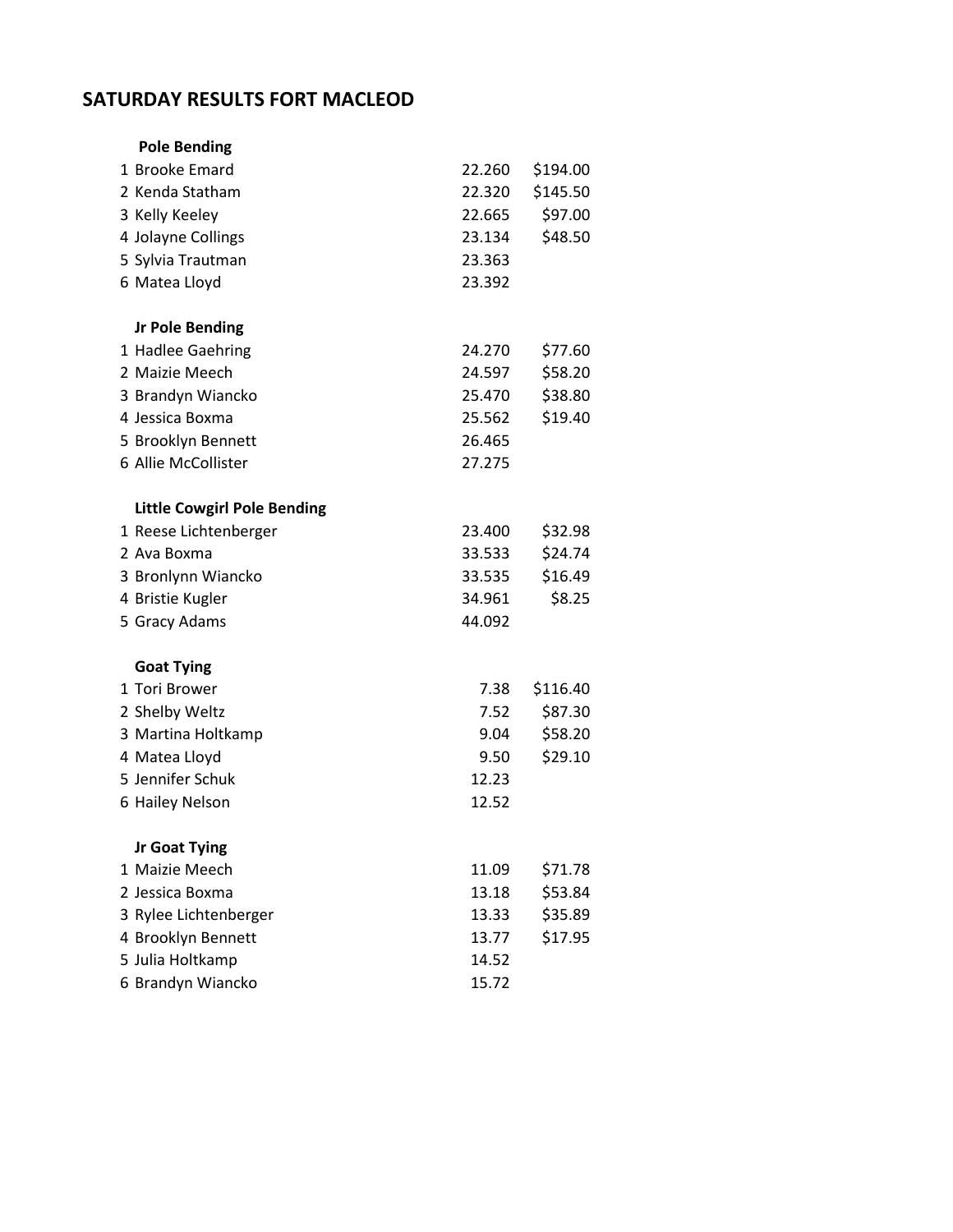# SATURDAY RESULTS FORT MACLEOD

## Pole Bending

| | Name | Time | Payout |
|---|---|---|---|
| 1 | Brooke Emard | 22.260 | $194.00 |
| 2 | Kenda Statham | 22.320 | $145.50 |
| 3 | Kelly Keeley | 22.665 | $97.00 |
| 4 | Jolayne Collings | 23.134 | $48.50 |
| 5 | Sylvia Trautman | 23.363 | |
| 6 | Matea Lloyd | 23.392 | |

## Jr Pole Bending

| | Name | Time | Payout |
|---|---|---|---|
| 1 | Hadlee Gaehring | 24.270 | $77.60 |
| 2 | Maizie Meech | 24.597 | $58.20 |
| 3 | Brandyn Wiancko | 25.470 | $38.80 |
| 4 | Jessica Boxma | 25.562 | $19.40 |
| 5 | Brooklyn Bennett | 26.465 | |
| 6 | Allie McCollister | 27.275 | |

## Little Cowgirl Pole Bending

| | Name | Time | Payout |
|---|---|---|---|
| 1 | Reese Lichtenberger | 23.400 | $32.98 |
| 2 | Ava Boxma | 33.533 | $24.74 |
| 3 | Bronlynn Wiancko | 33.535 | $16.49 |
| 4 | Bristie Kugler | 34.961 | $8.25 |
| 5 | Gracy Adams | 44.092 | |

## Goat Tying

| | Name | Time | Payout |
|---|---|---|---|
| 1 | Tori Brower | 7.38 | $116.40 |
| 2 | Shelby Weltz | 7.52 | $87.30 |
| 3 | Martina Holtkamp | 9.04 | $58.20 |
| 4 | Matea Lloyd | 9.50 | $29.10 |
| 5 | Jennifer Schuk | 12.23 | |
| 6 | Hailey Nelson | 12.52 | |

## Jr Goat Tying

| | Name | Time | Payout |
|---|---|---|---|
| 1 | Maizie Meech | 11.09 | $71.78 |
| 2 | Jessica Boxma | 13.18 | $53.84 |
| 3 | Rylee Lichtenberger | 13.33 | $35.89 |
| 4 | Brooklyn Bennett | 13.77 | $17.95 |
| 5 | Julia Holtkamp | 14.52 | |
| 6 | Brandyn Wiancko | 15.72 | |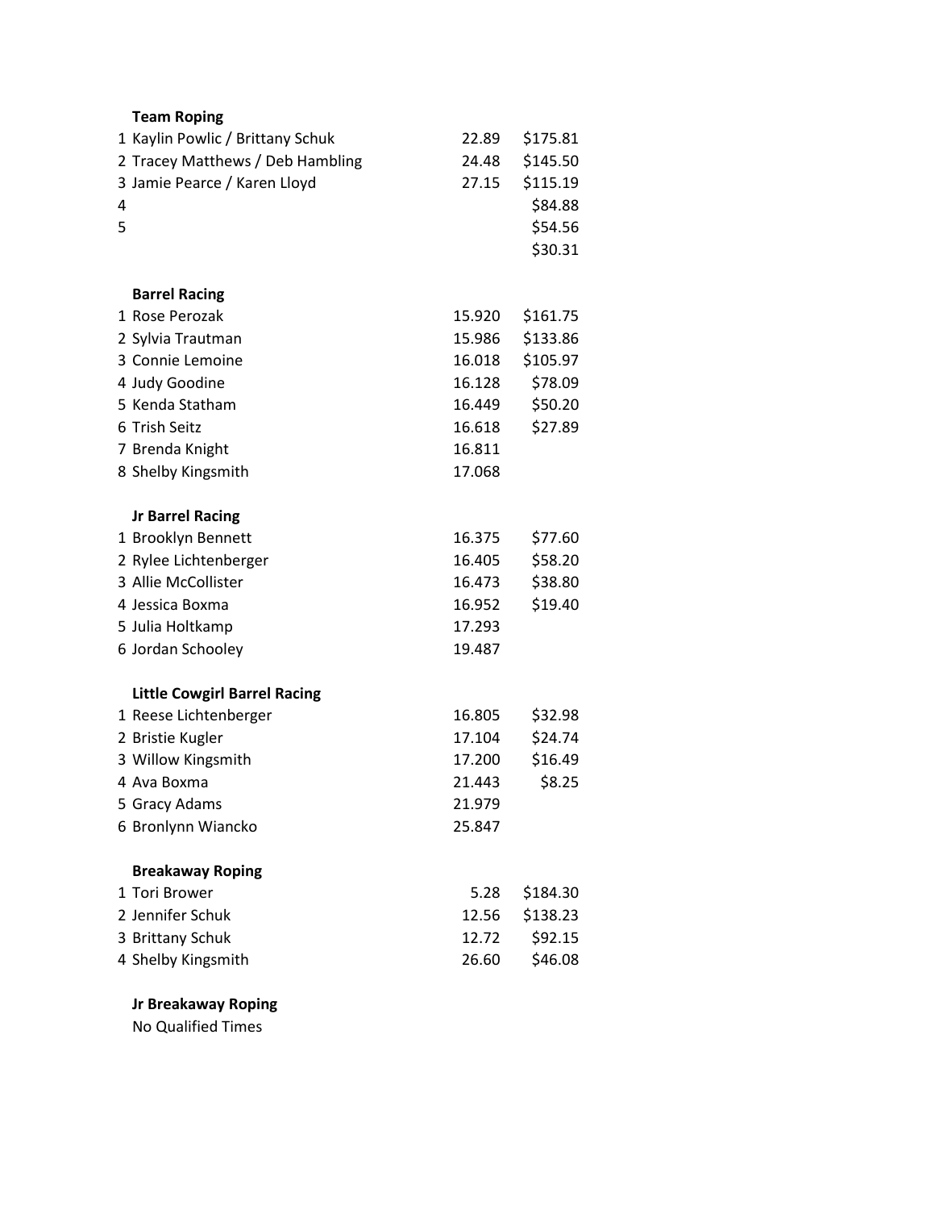**Team Roping**

| | | | |
|---|---|---|---|
| 1 | Kaylin Powlic / Brittany Schuk | 22.89 | $175.81 |
| 2 | Tracey Matthews / Deb Hambling | 24.48 | $145.50 |
| 3 | Jamie Pearce / Karen Lloyd | 27.15 | $115.19 |
| 4 | | | $84.88 |
| 5 | | | $54.56 |
| | | | $30.31 |

**Barrel Racing**

| | | | |
|---|---|---|---|
| 1 | Rose Perozak | 15.920 | $161.75 |
| 2 | Sylvia Trautman | 15.986 | $133.86 |
| 3 | Connie Lemoine | 16.018 | $105.97 |
| 4 | Judy Goodine | 16.128 | $78.09 |
| 5 | Kenda Statham | 16.449 | $50.20 |
| 6 | Trish Seitz | 16.618 | $27.89 |
| 7 | Brenda Knight | 16.811 | |
| 8 | Shelby Kingsmith | 17.068 | |

**Jr Barrel Racing**

| | | | |
|---|---|---|---|
| 1 | Brooklyn Bennett | 16.375 | $77.60 |
| 2 | Rylee Lichtenberger | 16.405 | $58.20 |
| 3 | Allie McCollister | 16.473 | $38.80 |
| 4 | Jessica Boxma | 16.952 | $19.40 |
| 5 | Julia Holtkamp | 17.293 | |
| 6 | Jordan Schooley | 19.487 | |

**Little Cowgirl Barrel Racing**

| | | | |
|---|---|---|---|
| 1 | Reese Lichtenberger | 16.805 | $32.98 |
| 2 | Bristie Kugler | 17.104 | $24.74 |
| 3 | Willow Kingsmith | 17.200 | $16.49 |
| 4 | Ava Boxma | 21.443 | $8.25 |
| 5 | Gracy Adams | 21.979 | |
| 6 | Bronlynn Wiancko | 25.847 | |

**Breakaway Roping**

| | | | |
|---|---|---|---|
| 1 | Tori Brower | 5.28 | $184.30 |
| 2 | Jennifer Schuk | 12.56 | $138.23 |
| 3 | Brittany Schuk | 12.72 | $92.15 |
| 4 | Shelby Kingsmith | 26.60 | $46.08 |

**Jr Breakaway Roping**

No Qualified Times